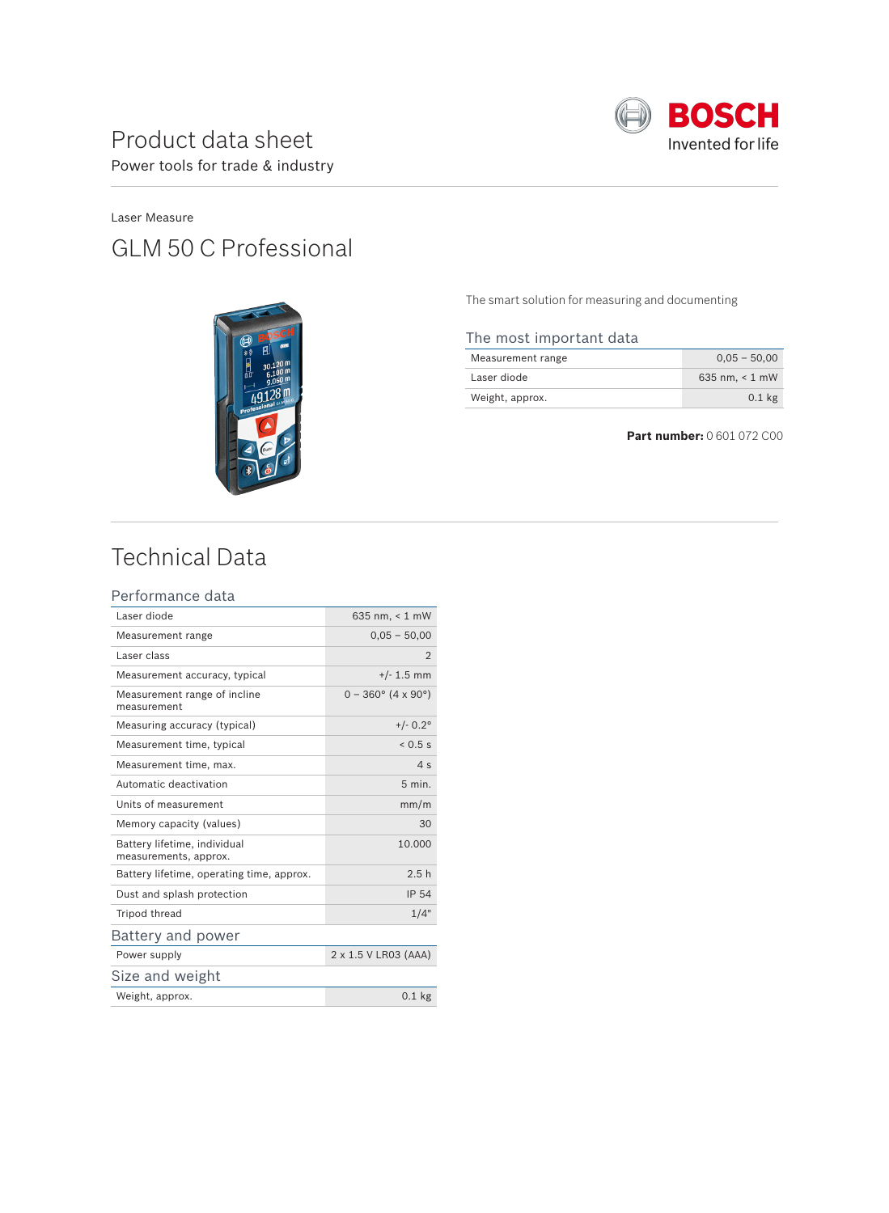# Product data sheet

Power tools for trade & industry

BOSCH

Invented for life

Laser Measure

## GLM 50 C Professional

The smart solution for measuring and documenting

### The most important data

| | |
|---|---|
| Measurement range | 0,05 – 50,00 |
| Laser diode | 635 nm, < 1 mW |
| Weight, approx. | 0.1 kg |

**Part number:** 0 601 072 C00

## Technical Data

### Performance data

| | |
|---|---|
| Laser diode | 635 nm, < 1 mW |
| Measurement range | 0,05 – 50,00 |
| Laser class | 2 |
| Measurement accuracy, typical | +/- 1.5 mm |
| Measurement range of incline measurement | 0 – 360° (4 x 90°) |
| Measuring accuracy (typical) | +/- 0.2° |
| Measurement time, typical | < 0.5 s |
| Measurement time, max. | 4 s |
| Automatic deactivation | 5 min. |
| Units of measurement | mm/m |
| Memory capacity (values) | 30 |
| Battery lifetime, individual measurements, approx. | 10.000 |
| Battery lifetime, operating time, approx. | 2.5 h |
| Dust and splash protection | IP 54 |
| Tripod thread | 1/4" |

### Battery and power

| | |
|---|---|
| Power supply | 2 x 1.5 V LR03 (AAA) |

### Size and weight

| | |
|---|---|
| Weight, approx. | 0.1 kg |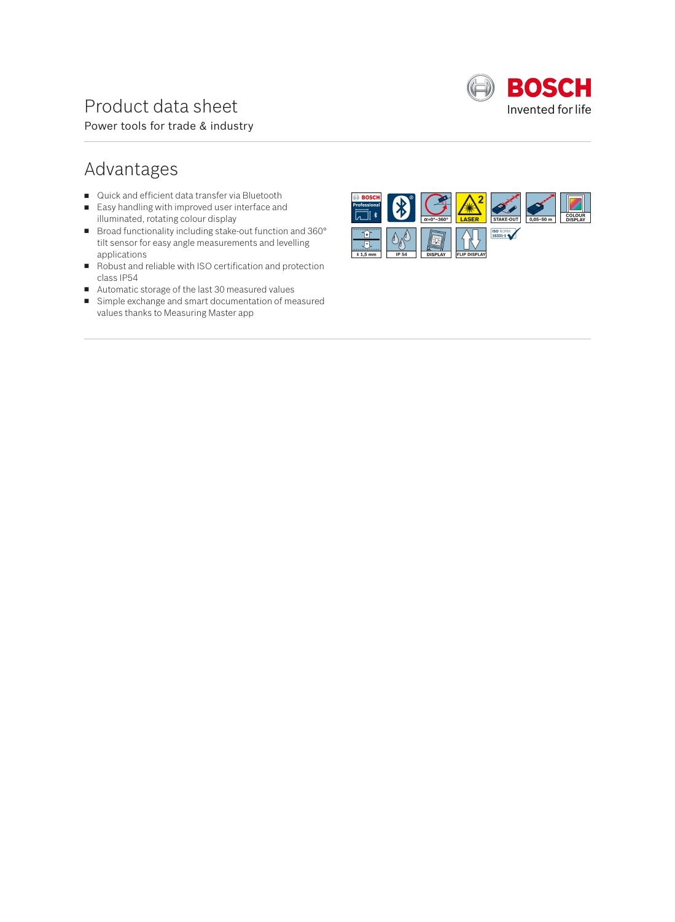Product data sheet

Power tools for trade & industry

BOSCH

Invented for life

## Advantages

- Quick and efficient data transfer via Bluetooth
- Easy handling with improved user interface and illuminated, rotating colour display
- Broad functionality including stake-out function and 360° tilt sensor for easy angle measurements and levelling applications
- Robust and reliable with ISO certification and protection class IP54
- Automatic storage of the last 30 measured values
- Simple exchange and smart documentation of measured values thanks to Measuring Master app

BOSCH Professional

α=0°–360°

LASER 2

STAKE-OUT

0,05–50 m

COLOUR DISPLAY

± 1,5 mm

IP 54

DISPLAY

FLIP DISPLAY

ISO NORM 16331-1